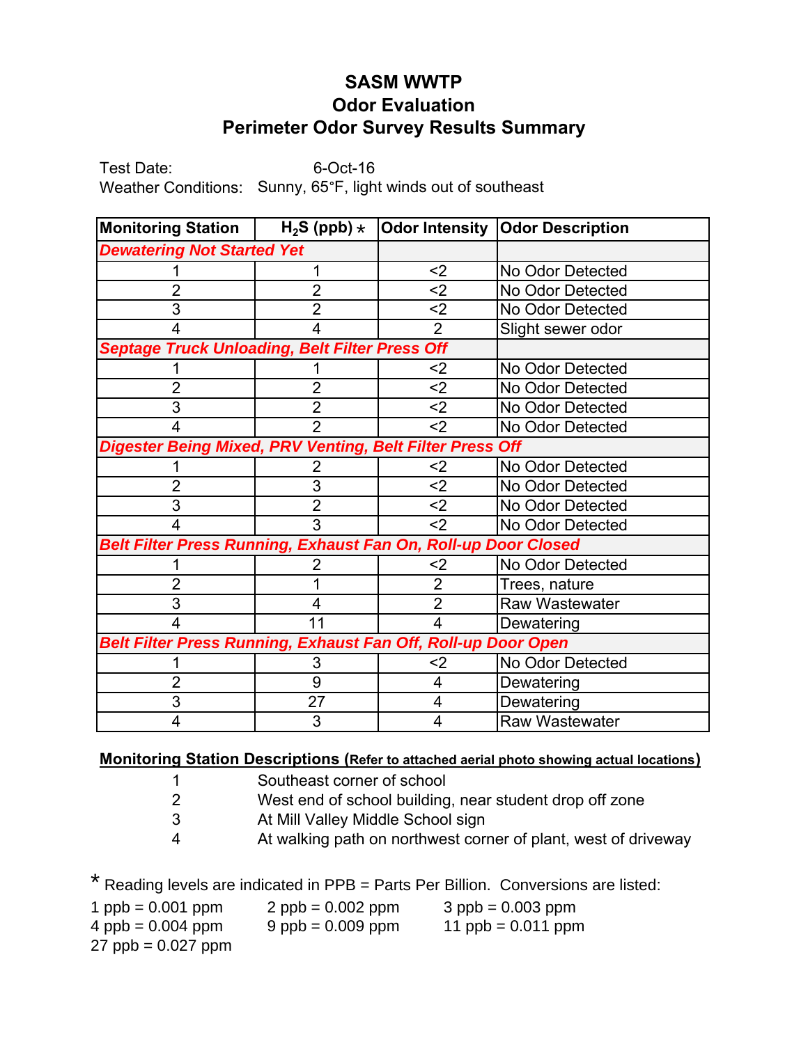# SASM WWTP
## Odor Evaluation
## Perimeter Odor Survey Results Summary

Test Date: 6-Oct-16
Weather Conditions: Sunny, 65°F, light winds out of southeast

| Monitoring Station | $H_2S$ (ppb) * | Odor Intensity | Odor Description |
|---|---|---|---|
| ***Dewatering Not Started Yet*** | | | |
| 1 | 1 | <2 | No Odor Detected |
| 2 | 2 | <2 | No Odor Detected |
| 3 | 2 | <2 | No Odor Detected |
| 4 | 4 | 2 | Slight sewer odor |
| ***Septage Truck Unloading, Belt Filter Press Off*** | | | |
| 1 | 1 | <2 | No Odor Detected |
| 2 | 2 | <2 | No Odor Detected |
| 3 | 2 | <2 | No Odor Detected |
| 4 | 2 | <2 | No Odor Detected |
| ***Digester Being Mixed, PRV Venting, Belt Filter Press Off*** | | | |
| 1 | 2 | <2 | No Odor Detected |
| 2 | 3 | <2 | No Odor Detected |
| 3 | 2 | <2 | No Odor Detected |
| 4 | 3 | <2 | No Odor Detected |
| ***Belt Filter Press Running, Exhaust Fan On, Roll-up Door Closed*** | | | |
| 1 | 2 | <2 | No Odor Detected |
| 2 | 1 | 2 | Trees, nature |
| 3 | 4 | 2 | Raw Wastewater |
| 4 | 11 | 4 | Dewatering |
| ***Belt Filter Press Running, Exhaust Fan Off, Roll-up Door Open*** | | | |
| 1 | 3 | <2 | No Odor Detected |
| 2 | 9 | 4 | Dewatering |
| 3 | 27 | 4 | Dewatering |
| 4 | 3 | 4 | Raw Wastewater |

**Monitoring Station Descriptions** (**Refer to attached aerial photo showing actual locations**)

1. Southeast corner of school
2. West end of school building, near student drop off zone
3. At Mill Valley Middle School sign
4. At walking path on northwest corner of plant, west of driveway

* Reading levels are indicated in PPB = Parts Per Billion. Conversions are listed:

1 ppb = 0.001 ppm    2 ppb = 0.002 ppm    3 ppb = 0.003 ppm
4 ppb = 0.004 ppm    9 ppb = 0.009 ppm    11 ppb = 0.011 ppm
27 ppb = 0.027 ppm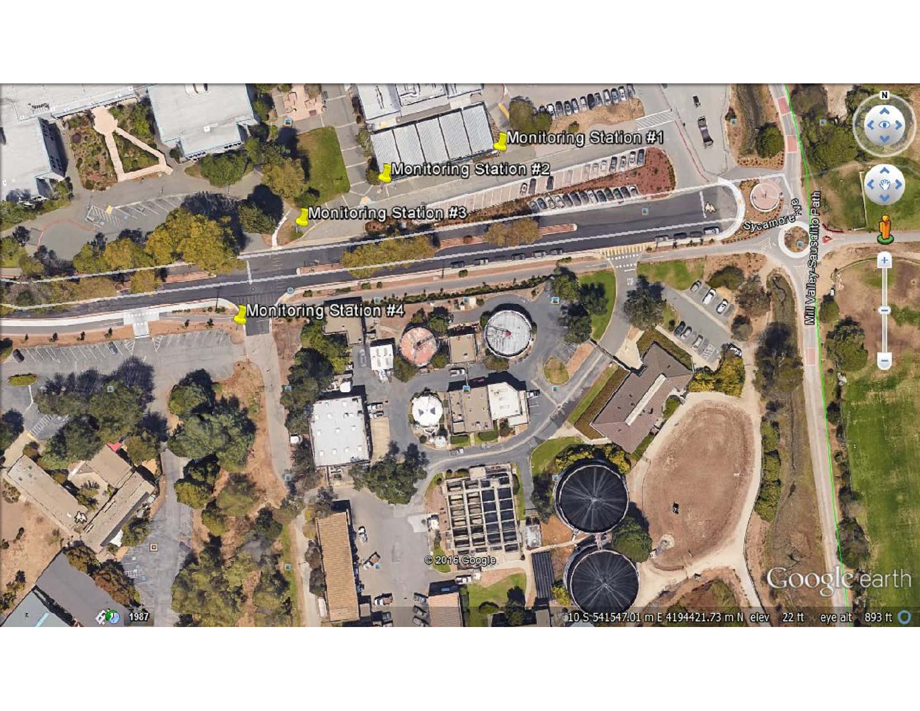Monitoring Station #1

Monitoring Station #2

Monitoring Station #3

Monitoring Station #4

Sycamore Ave

Mill Valley-Sausalito Path

© 2016 Google

Google earth

1987

10 S 541547.01 m E 4194421.73 m N elev 22 ft eye alt 893 ft